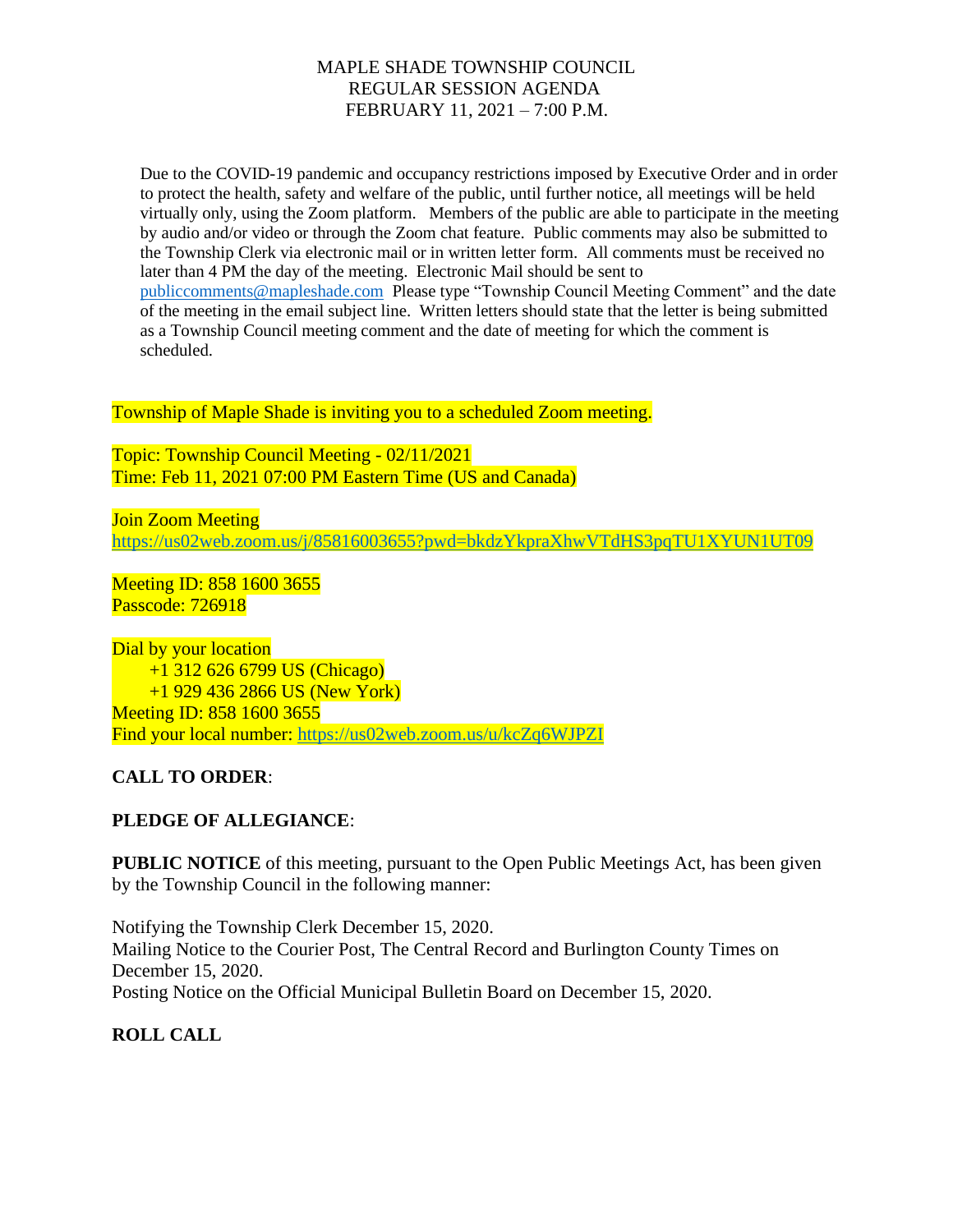# MAPLE SHADE TOWNSHIP COUNCIL
## REGULAR SESSION AGENDA
## FEBRUARY 11, 2021 – 7:00 P.M.

Due to the COVID-19 pandemic and occupancy restrictions imposed by Executive Order and in order to protect the health, safety and welfare of the public, until further notice, all meetings will be held virtually only, using the Zoom platform. Members of the public are able to participate in the meeting by audio and/or video or through the Zoom chat feature. Public comments may also be submitted to the Township Clerk via electronic mail or in written letter form. All comments must be received no later than 4 PM the day of the meeting. Electronic Mail should be sent to publiccomments@mapleshade.com Please type "Township Council Meeting Comment" and the date of the meeting in the email subject line. Written letters should state that the letter is being submitted as a Township Council meeting comment and the date of meeting for which the comment is scheduled.

Township of Maple Shade is inviting you to a scheduled Zoom meeting.

Topic: Township Council Meeting - 02/11/2021
Time: Feb 11, 2021 07:00 PM Eastern Time (US and Canada)

Join Zoom Meeting
https://us02web.zoom.us/j/85816003655?pwd=bkdzYkpraXhwVTdHS3pqTU1XYUN1UT09

Meeting ID: 858 1600 3655
Passcode: 726918

Dial by your location
+1 312 626 6799 US (Chicago)
+1 929 436 2866 US (New York)
Meeting ID: 858 1600 3655
Find your local number: https://us02web.zoom.us/u/kcZq6WJPZI

**CALL TO ORDER**:

**PLEDGE OF ALLEGIANCE**:

**PUBLIC NOTICE** of this meeting, pursuant to the Open Public Meetings Act, has been given by the Township Council in the following manner:

Notifying the Township Clerk December 15, 2020.
Mailing Notice to the Courier Post, The Central Record and Burlington County Times on December 15, 2020.
Posting Notice on the Official Municipal Bulletin Board on December 15, 2020.

**ROLL CALL**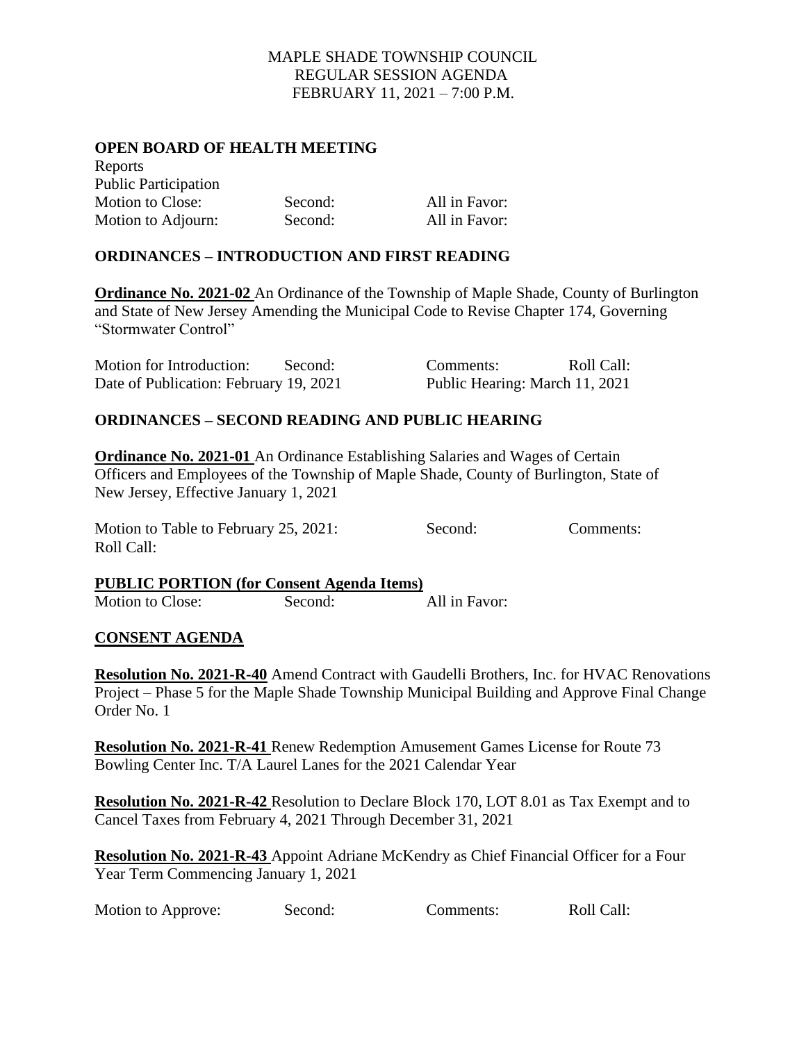MAPLE SHADE TOWNSHIP COUNCIL
REGULAR SESSION AGENDA
FEBRUARY 11, 2021 – 7:00 P.M.

## OPEN BOARD OF HEALTH MEETING

Reports
Public Participation

| | | |
|---|---|---|
| Motion to Close: | Second: | All in Favor: |
| Motion to Adjourn: | Second: | All in Favor: |

## ORDINANCES – INTRODUCTION AND FIRST READING

**Ordinance No. 2021-02** An Ordinance of the Township of Maple Shade, County of Burlington and State of New Jersey Amending the Municipal Code to Revise Chapter 174, Governing "Stormwater Control"

Motion for Introduction: Second: Comments: Roll Call:
Date of Publication: February 19, 2021 Public Hearing: March 11, 2021

## ORDINANCES – SECOND READING AND PUBLIC HEARING

**Ordinance No. 2021-01** An Ordinance Establishing Salaries and Wages of Certain Officers and Employees of the Township of Maple Shade, County of Burlington, State of New Jersey, Effective January 1, 2021

Motion to Table to February 25, 2021: Second: Comments:
Roll Call:

## PUBLIC PORTION (for Consent Agenda Items)

Motion to Close: Second: All in Favor:

## CONSENT AGENDA

**Resolution No. 2021-R-40** Amend Contract with Gaudelli Brothers, Inc. for HVAC Renovations Project – Phase 5 for the Maple Shade Township Municipal Building and Approve Final Change Order No. 1

**Resolution No. 2021-R-41** Renew Redemption Amusement Games License for Route 73 Bowling Center Inc. T/A Laurel Lanes for the 2021 Calendar Year

**Resolution No. 2021-R-42** Resolution to Declare Block 170, LOT 8.01 as Tax Exempt and to Cancel Taxes from February 4, 2021 Through December 31, 2021

**Resolution No. 2021-R-43** Appoint Adriane McKendry as Chief Financial Officer for a Four Year Term Commencing January 1, 2021

Motion to Approve: Second: Comments: Roll Call: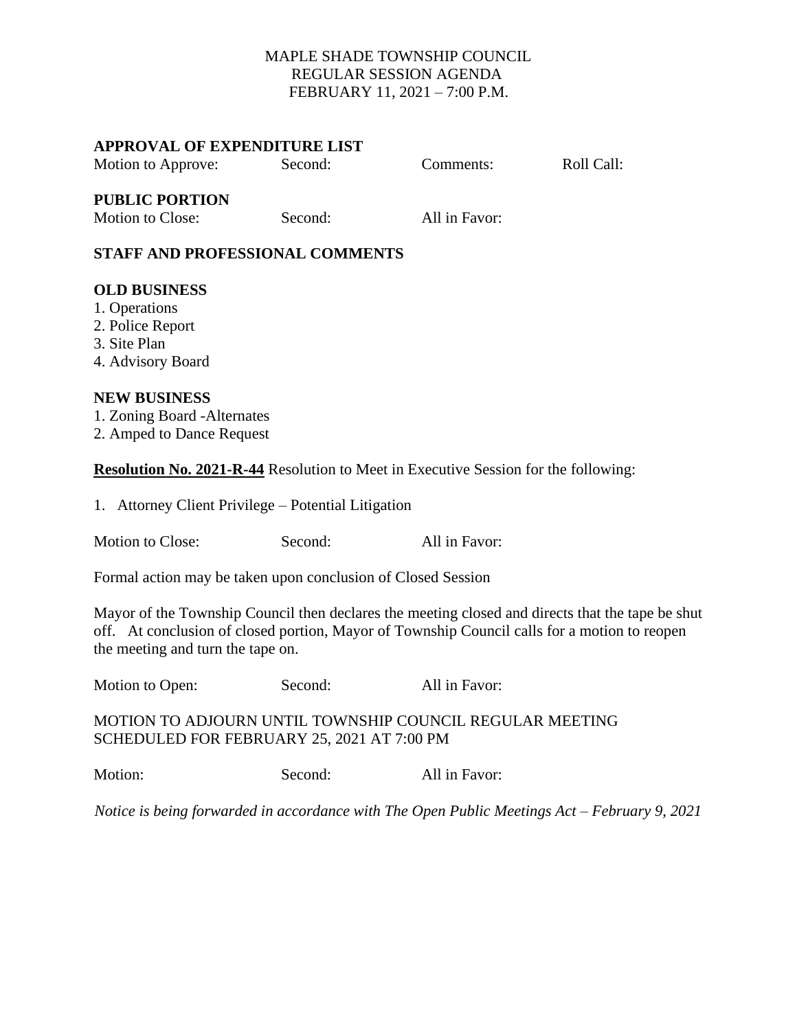MAPLE SHADE TOWNSHIP COUNCIL
REGULAR SESSION AGENDA
FEBRUARY 11, 2021 – 7:00 P.M.

**APPROVAL OF EXPENDITURE LIST**

Motion to Approve: Second: Comments: Roll Call:

**PUBLIC PORTION**

Motion to Close: Second: All in Favor:

**STAFF AND PROFESSIONAL COMMENTS**

**OLD BUSINESS**

1. Operations
2. Police Report
3. Site Plan
4. Advisory Board

**NEW BUSINESS**

1. Zoning Board -Alternates
2. Amped to Dance Request

**Resolution No. 2021-R-44** Resolution to Meet in Executive Session for the following:

1. Attorney Client Privilege – Potential Litigation

Motion to Close: Second: All in Favor:

Formal action may be taken upon conclusion of Closed Session

Mayor of the Township Council then declares the meeting closed and directs that the tape be shut off. At conclusion of closed portion, Mayor of Township Council calls for a motion to reopen the meeting and turn the tape on.

Motion to Open: Second: All in Favor:

MOTION TO ADJOURN UNTIL TOWNSHIP COUNCIL REGULAR MEETING SCHEDULED FOR FEBRUARY 25, 2021 AT 7:00 PM

Motion: Second: All in Favor:

*Notice is being forwarded in accordance with The Open Public Meetings Act – February 9, 2021*